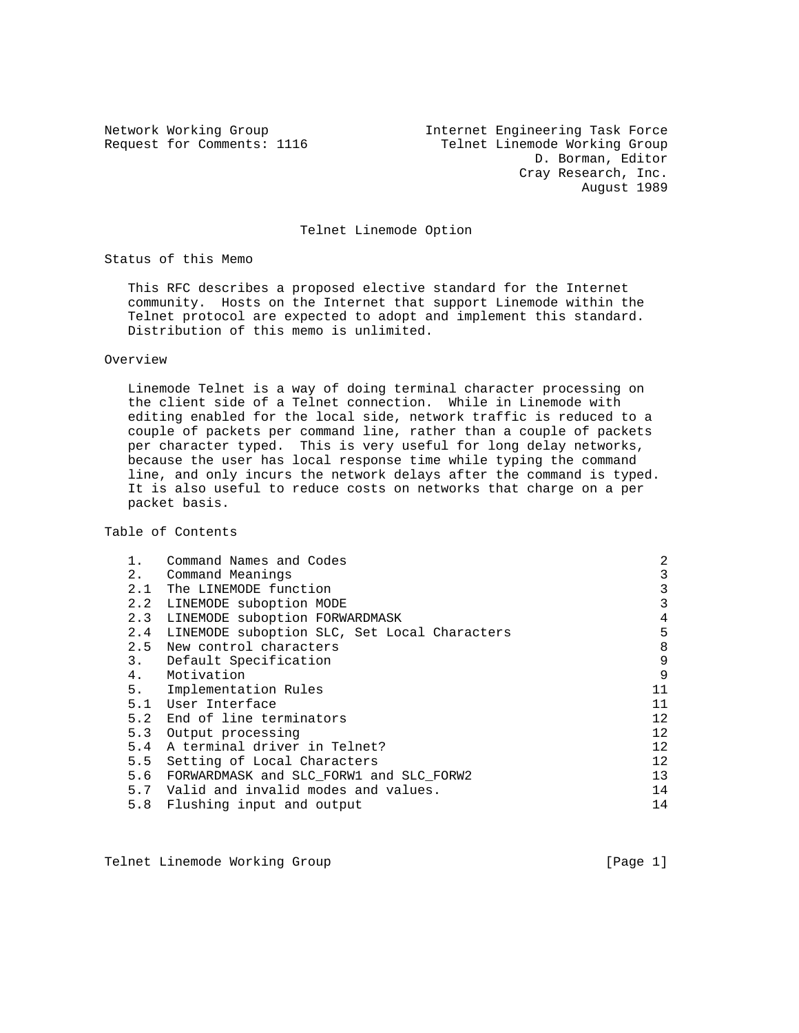Network Working Group — Internet Engineering Task Force
Request for Comments: 1116 — Telnet Linemode Working Group
D. Borman, Editor
Cray Research, Inc.
August 1989

# Telnet Linemode Option

## Status of this Memo

This RFC describes a proposed elective standard for the Internet community. Hosts on the Internet that support Linemode within the Telnet protocol are expected to adopt and implement this standard. Distribution of this memo is unlimited.

## Overview

Linemode Telnet is a way of doing terminal character processing on the client side of a Telnet connection. While in Linemode with editing enabled for the local side, network traffic is reduced to a couple of packets per command line, rather than a couple of packets per character typed. This is very useful for long delay networks, because the user has local response time while typing the command line, and only incurs the network delays after the command is typed. It is also useful to reduce costs on networks that charge on a per packet basis.

## Table of Contents

| | | |
|---|---|---|
| 1. | Command Names and Codes | 2 |
| 2. | Command Meanings | 3 |
| 2.1 | The LINEMODE function | 3 |
| 2.2 | LINEMODE suboption MODE | 3 |
| 2.3 | LINEMODE suboption FORWARDMASK | 4 |
| 2.4 | LINEMODE suboption SLC, Set Local Characters | 5 |
| 2.5 | New control characters | 8 |
| 3. | Default Specification | 9 |
| 4. | Motivation | 9 |
| 5. | Implementation Rules | 11 |
| 5.1 | User Interface | 11 |
| 5.2 | End of line terminators | 12 |
| 5.3 | Output processing | 12 |
| 5.4 | A terminal driver in Telnet? | 12 |
| 5.5 | Setting of Local Characters | 12 |
| 5.6 | FORWARDMASK and SLC_FORW1 and SLC_FORW2 | 13 |
| 5.7 | Valid and invalid modes and values. | 14 |
| 5.8 | Flushing input and output | 14 |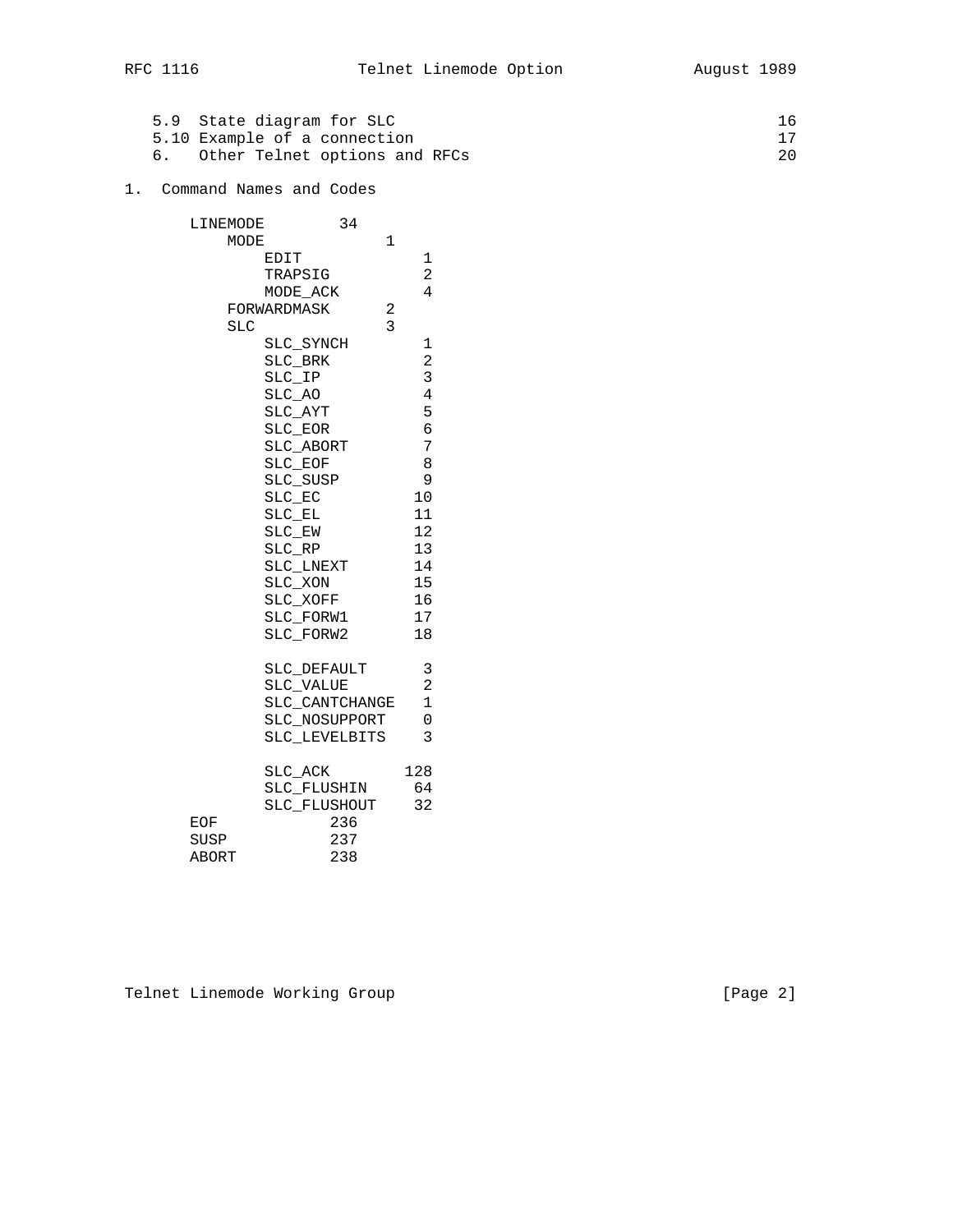5.9  State diagram for SLC                                          16
5.10 Example of a connection                                        17
6.   Other Telnet options and RFCs                                  20

## 1. Command Names and Codes

```
LINEMODE        34
    MODE             1
        EDIT             1
        TRAPSIG          2
        MODE_ACK         4
    FORWARDMASK      2
    SLC              3
        SLC_SYNCH        1
        SLC_BRK          2
        SLC_IP           3
        SLC_AO           4
        SLC_AYT          5
        SLC_EOR          6
        SLC_ABORT        7
        SLC_EOF          8
        SLC_SUSP         9
        SLC_EC          10
        SLC_EL          11
        SLC_EW          12
        SLC_RP          13
        SLC_LNEXT       14
        SLC_XON         15
        SLC_XOFF        16
        SLC_FORW1       17
        SLC_FORW2       18

        SLC_DEFAULT      3
        SLC_VALUE        2
        SLC_CANTCHANGE   1
        SLC_NOSUPPORT    0
        SLC_LEVELBITS    3

        SLC_ACK        128
        SLC_FLUSHIN     64
        SLC_FLUSHOUT    32
EOF            236
SUSP           237
ABORT          238
```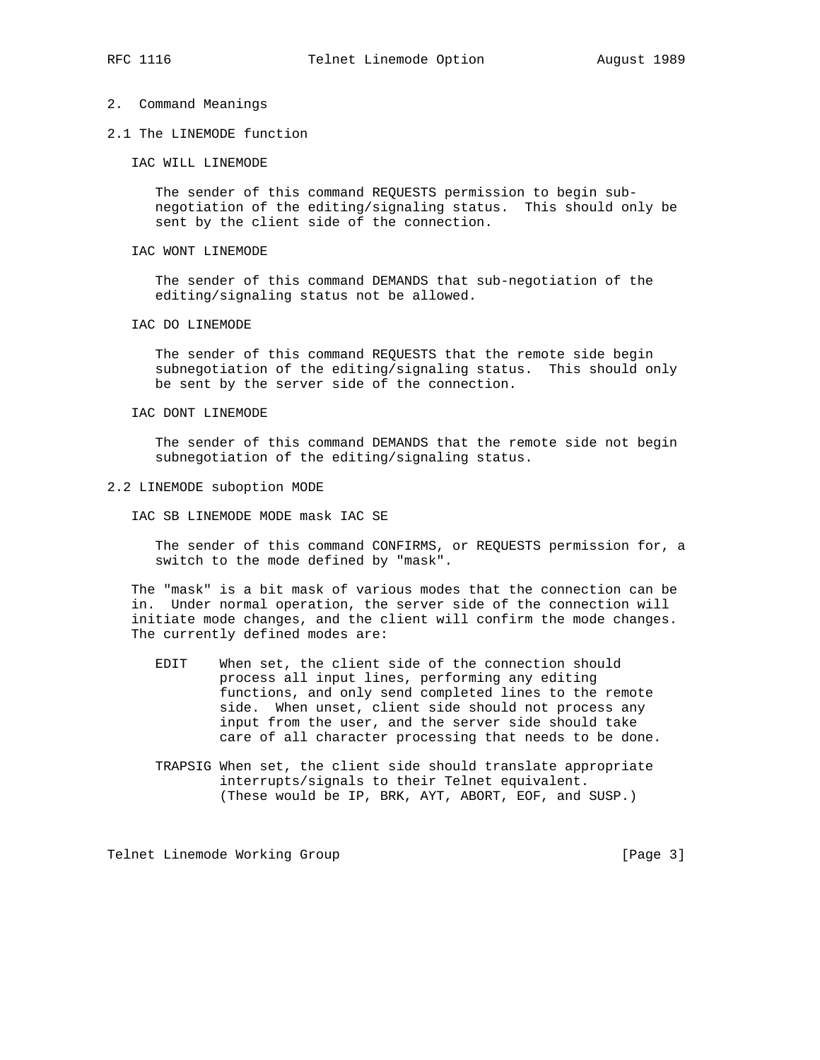## 2. Command Meanings

### 2.1 The LINEMODE function

IAC WILL LINEMODE

The sender of this command REQUESTS permission to begin sub-negotiation of the editing/signaling status. This should only be sent by the client side of the connection.

IAC WONT LINEMODE

The sender of this command DEMANDS that sub-negotiation of the editing/signaling status not be allowed.

IAC DO LINEMODE

The sender of this command REQUESTS that the remote side begin subnegotiation of the editing/signaling status. This should only be sent by the server side of the connection.

IAC DONT LINEMODE

The sender of this command DEMANDS that the remote side not begin subnegotiation of the editing/signaling status.

### 2.2 LINEMODE suboption MODE

IAC SB LINEMODE MODE mask IAC SE

The sender of this command CONFIRMS, or REQUESTS permission for, a switch to the mode defined by "mask".

The "mask" is a bit mask of various modes that the connection can be in. Under normal operation, the server side of the connection will initiate mode changes, and the client will confirm the mode changes. The currently defined modes are:

EDIT When set, the client side of the connection should process all input lines, performing any editing functions, and only send completed lines to the remote side. When unset, client side should not process any input from the user, and the server side should take care of all character processing that needs to be done.

TRAPSIG When set, the client side should translate appropriate interrupts/signals to their Telnet equivalent. (These would be IP, BRK, AYT, ABORT, EOF, and SUSP.)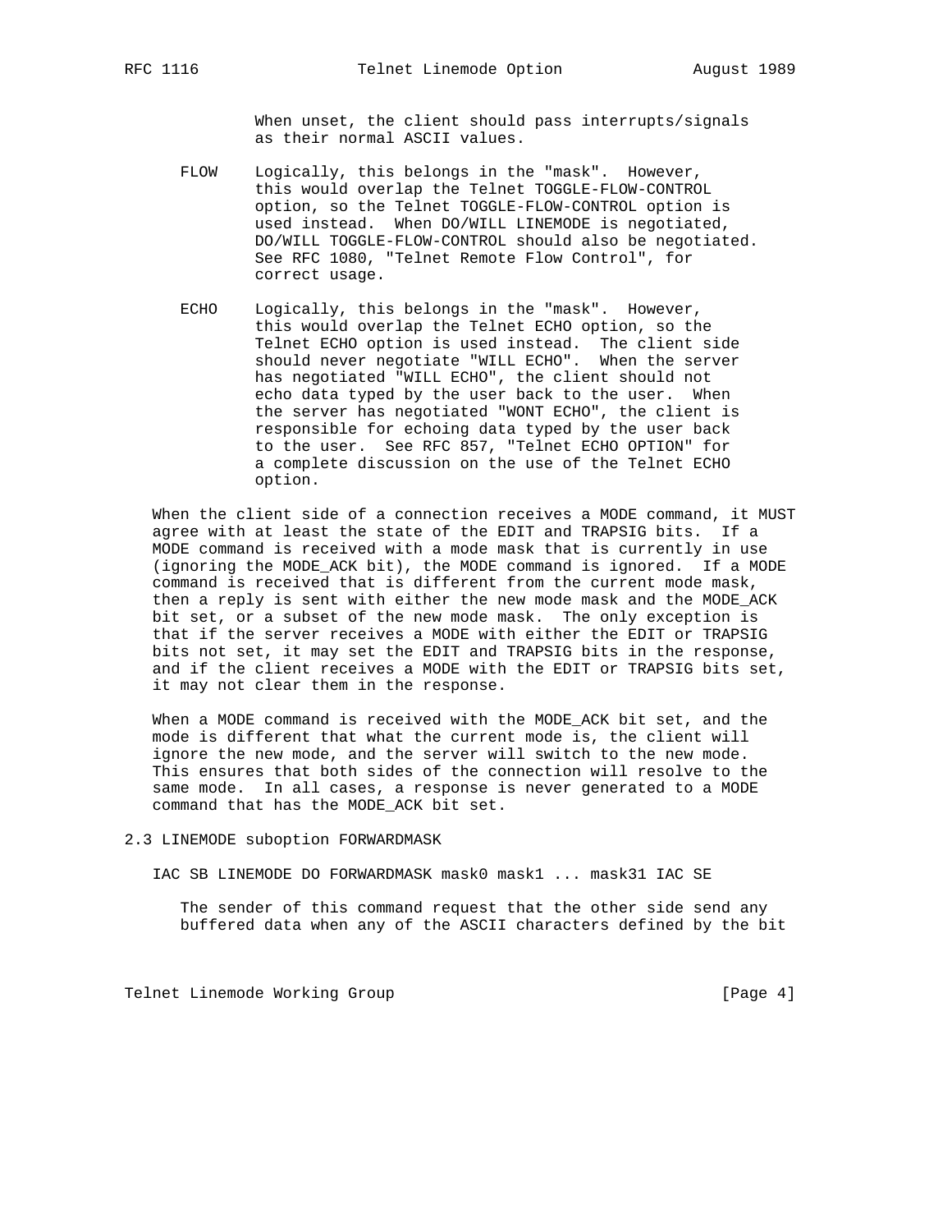When unset, the client should pass interrupts/signals as their normal ASCII values.

FLOW Logically, this belongs in the "mask". However, this would overlap the Telnet TOGGLE-FLOW-CONTROL option, so the Telnet TOGGLE-FLOW-CONTROL option is used instead. When DO/WILL LINEMODE is negotiated, DO/WILL TOGGLE-FLOW-CONTROL should also be negotiated. See RFC 1080, "Telnet Remote Flow Control", for correct usage.

ECHO Logically, this belongs in the "mask". However, this would overlap the Telnet ECHO option, so the Telnet ECHO option is used instead. The client side should never negotiate "WILL ECHO". When the server has negotiated "WILL ECHO", the client should not echo data typed by the user back to the user. When the server has negotiated "WONT ECHO", the client is responsible for echoing data typed by the user back to the user. See RFC 857, "Telnet ECHO OPTION" for a complete discussion on the use of the Telnet ECHO option.

When the client side of a connection receives a MODE command, it MUST agree with at least the state of the EDIT and TRAPSIG bits. If a MODE command is received with a mode mask that is currently in use (ignoring the MODE_ACK bit), the MODE command is ignored. If a MODE command is received that is different from the current mode mask, then a reply is sent with either the new mode mask and the MODE_ACK bit set, or a subset of the new mode mask. The only exception is that if the server receives a MODE with either the EDIT or TRAPSIG bits not set, it may set the EDIT and TRAPSIG bits in the response, and if the client receives a MODE with the EDIT or TRAPSIG bits set, it may not clear them in the response.

When a MODE command is received with the MODE_ACK bit set, and the mode is different that what the current mode is, the client will ignore the new mode, and the server will switch to the new mode. This ensures that both sides of the connection will resolve to the same mode. In all cases, a response is never generated to a MODE command that has the MODE_ACK bit set.

### 2.3 LINEMODE suboption FORWARDMASK

IAC SB LINEMODE DO FORWARDMASK mask0 mask1 ... mask31 IAC SE

The sender of this command request that the other side send any buffered data when any of the ASCII characters defined by the bit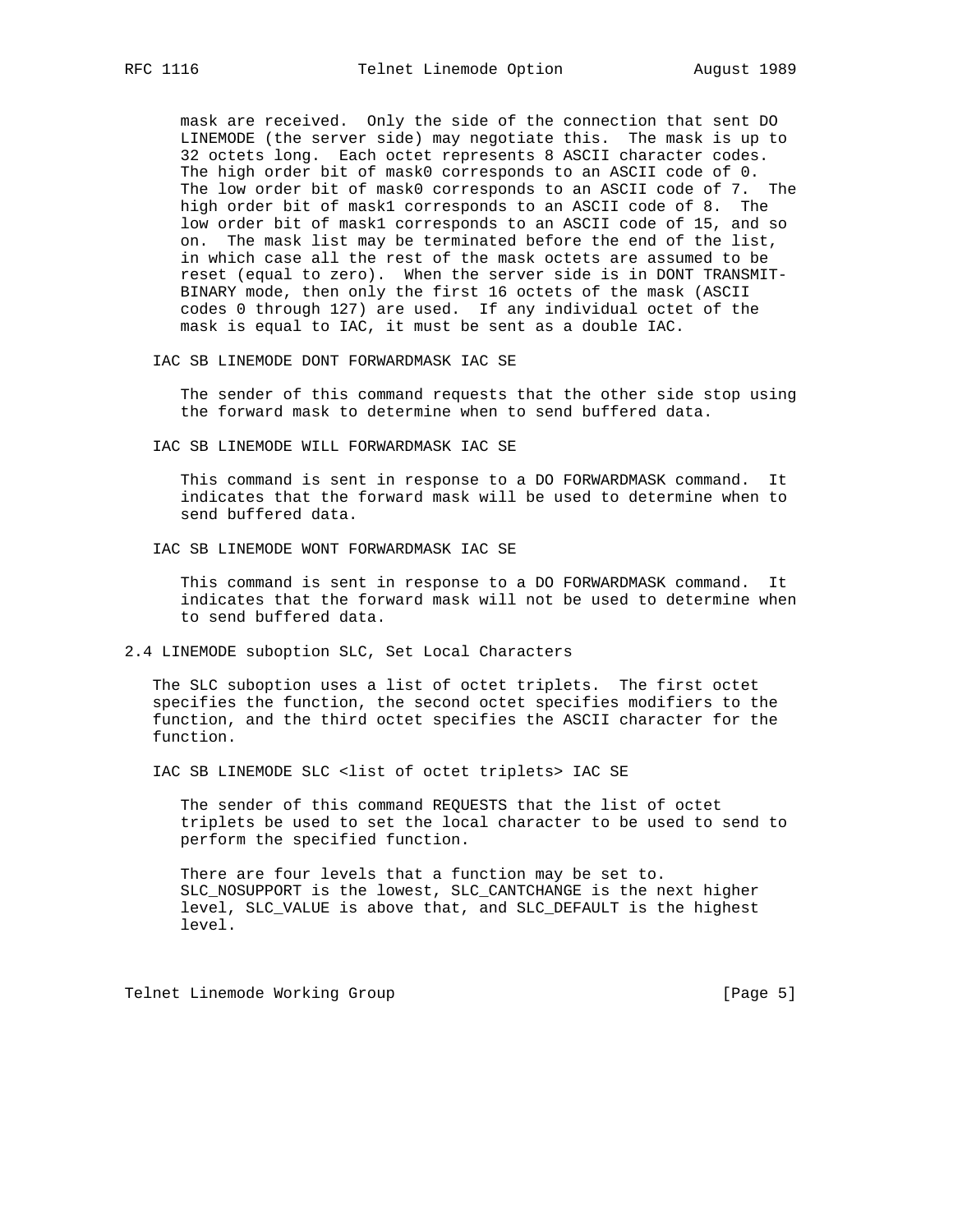mask are received. Only the side of the connection that sent DO LINEMODE (the server side) may negotiate this. The mask is up to 32 octets long. Each octet represents 8 ASCII character codes. The high order bit of mask0 corresponds to an ASCII code of 0. The low order bit of mask0 corresponds to an ASCII code of 7. The high order bit of mask1 corresponds to an ASCII code of 8. The low order bit of mask1 corresponds to an ASCII code of 15, and so on. The mask list may be terminated before the end of the list, in which case all the rest of the mask octets are assumed to be reset (equal to zero). When the server side is in DONT TRANSMIT-BINARY mode, then only the first 16 octets of the mask (ASCII codes 0 through 127) are used. If any individual octet of the mask is equal to IAC, it must be sent as a double IAC.

IAC SB LINEMODE DONT FORWARDMASK IAC SE

The sender of this command requests that the other side stop using the forward mask to determine when to send buffered data.

IAC SB LINEMODE WILL FORWARDMASK IAC SE

This command is sent in response to a DO FORWARDMASK command. It indicates that the forward mask will be used to determine when to send buffered data.

IAC SB LINEMODE WONT FORWARDMASK IAC SE

This command is sent in response to a DO FORWARDMASK command. It indicates that the forward mask will not be used to determine when to send buffered data.

## 2.4 LINEMODE suboption SLC, Set Local Characters

The SLC suboption uses a list of octet triplets. The first octet specifies the function, the second octet specifies modifiers to the function, and the third octet specifies the ASCII character for the function.

IAC SB LINEMODE SLC <list of octet triplets> IAC SE

The sender of this command REQUESTS that the list of octet triplets be used to set the local character to be used to send to perform the specified function.

There are four levels that a function may be set to. SLC_NOSUPPORT is the lowest, SLC_CANTCHANGE is the next higher level, SLC_VALUE is above that, and SLC_DEFAULT is the highest level.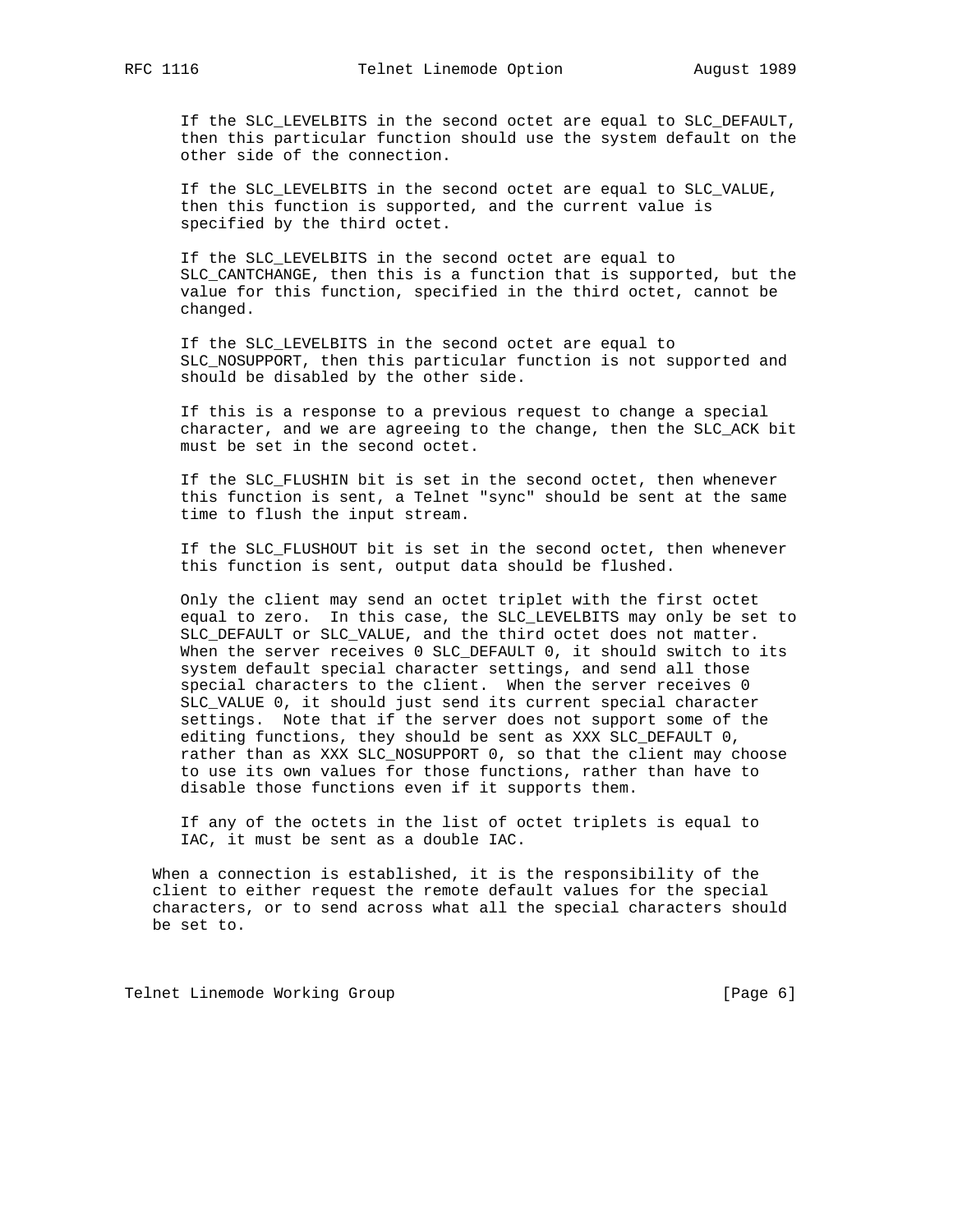If the SLC_LEVELBITS in the second octet are equal to SLC_DEFAULT, then this particular function should use the system default on the other side of the connection.

If the SLC_LEVELBITS in the second octet are equal to SLC_VALUE, then this function is supported, and the current value is specified by the third octet.

If the SLC_LEVELBITS in the second octet are equal to SLC_CANTCHANGE, then this is a function that is supported, but the value for this function, specified in the third octet, cannot be changed.

If the SLC_LEVELBITS in the second octet are equal to SLC_NOSUPPORT, then this particular function is not supported and should be disabled by the other side.

If this is a response to a previous request to change a special character, and we are agreeing to the change, then the SLC_ACK bit must be set in the second octet.

If the SLC_FLUSHIN bit is set in the second octet, then whenever this function is sent, a Telnet "sync" should be sent at the same time to flush the input stream.

If the SLC_FLUSHOUT bit is set in the second octet, then whenever this function is sent, output data should be flushed.

Only the client may send an octet triplet with the first octet equal to zero. In this case, the SLC_LEVELBITS may only be set to SLC_DEFAULT or SLC_VALUE, and the third octet does not matter. When the server receives 0 SLC_DEFAULT 0, it should switch to its system default special character settings, and send all those special characters to the client. When the server receives 0 SLC_VALUE 0, it should just send its current special character settings. Note that if the server does not support some of the editing functions, they should be sent as XXX SLC_DEFAULT 0, rather than as XXX SLC_NOSUPPORT 0, so that the client may choose to use its own values for those functions, rather than have to disable those functions even if it supports them.

If any of the octets in the list of octet triplets is equal to IAC, it must be sent as a double IAC.

When a connection is established, it is the responsibility of the client to either request the remote default values for the special characters, or to send across what all the special characters should be set to.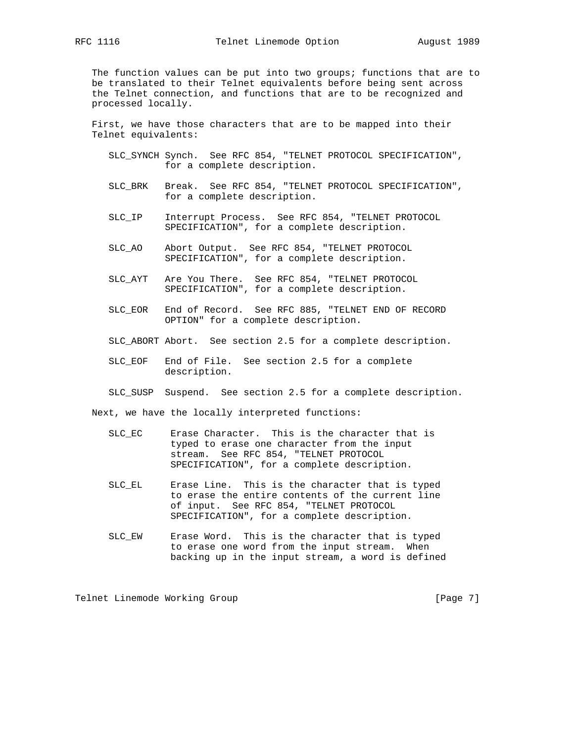The function values can be put into two groups; functions that are to be translated to their Telnet equivalents before being sent across the Telnet connection, and functions that are to be recognized and processed locally.

First, we have those characters that are to be mapped into their Telnet equivalents:

SLC_SYNCH Synch. See RFC 854, "TELNET PROTOCOL SPECIFICATION", for a complete description.

SLC_BRK Break. See RFC 854, "TELNET PROTOCOL SPECIFICATION", for a complete description.

SLC_IP Interrupt Process. See RFC 854, "TELNET PROTOCOL SPECIFICATION", for a complete description.

SLC_AO Abort Output. See RFC 854, "TELNET PROTOCOL SPECIFICATION", for a complete description.

SLC_AYT Are You There. See RFC 854, "TELNET PROTOCOL SPECIFICATION", for a complete description.

SLC_EOR End of Record. See RFC 885, "TELNET END OF RECORD OPTION" for a complete description.

SLC_ABORT Abort. See section 2.5 for a complete description.

SLC_EOF End of File. See section 2.5 for a complete description.

SLC_SUSP Suspend. See section 2.5 for a complete description.

Next, we have the locally interpreted functions:

SLC_EC Erase Character. This is the character that is typed to erase one character from the input stream. See RFC 854, "TELNET PROTOCOL SPECIFICATION", for a complete description.

SLC_EL Erase Line. This is the character that is typed to erase the entire contents of the current line of input. See RFC 854, "TELNET PROTOCOL SPECIFICATION", for a complete description.

SLC_EW Erase Word. This is the character that is typed to erase one word from the input stream. When backing up in the input stream, a word is defined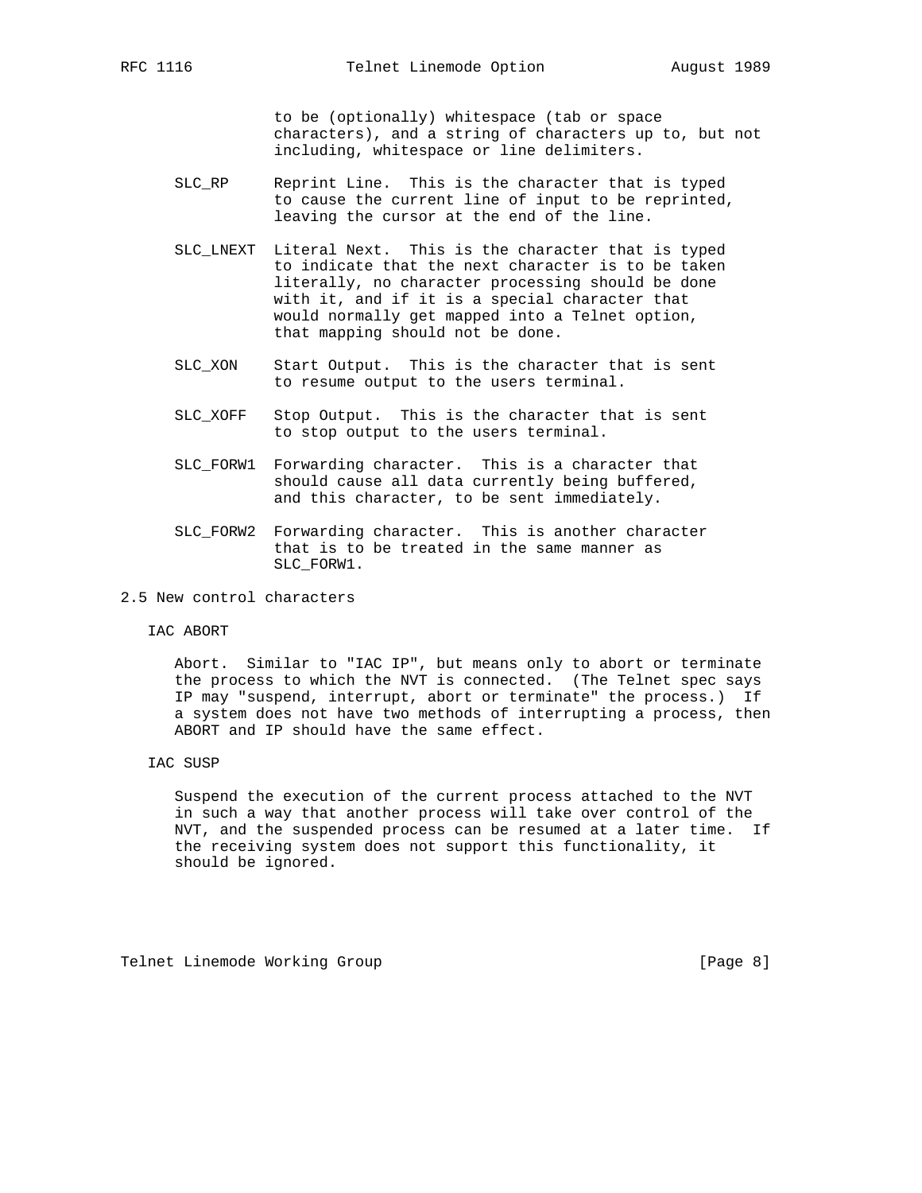to be (optionally) whitespace (tab or space characters), and a string of characters up to, but not including, whitespace or line delimiters.

SLC_RP — Reprint Line. This is the character that is typed to cause the current line of input to be reprinted, leaving the cursor at the end of the line.

SLC_LNEXT — Literal Next. This is the character that is typed to indicate that the next character is to be taken literally, no character processing should be done with it, and if it is a special character that would normally get mapped into a Telnet option, that mapping should not be done.

SLC_XON — Start Output. This is the character that is sent to resume output to the users terminal.

SLC_XOFF — Stop Output. This is the character that is sent to stop output to the users terminal.

SLC_FORW1 — Forwarding character. This is a character that should cause all data currently being buffered, and this character, to be sent immediately.

SLC_FORW2 — Forwarding character. This is another character that is to be treated in the same manner as SLC_FORW1.

## 2.5 New control characters

IAC ABORT

Abort. Similar to "IAC IP", but means only to abort or terminate the process to which the NVT is connected. (The Telnet spec says IP may "suspend, interrupt, abort or terminate" the process.) If a system does not have two methods of interrupting a process, then ABORT and IP should have the same effect.

IAC SUSP

Suspend the execution of the current process attached to the NVT in such a way that another process will take over control of the NVT, and the suspended process can be resumed at a later time. If the receiving system does not support this functionality, it should be ignored.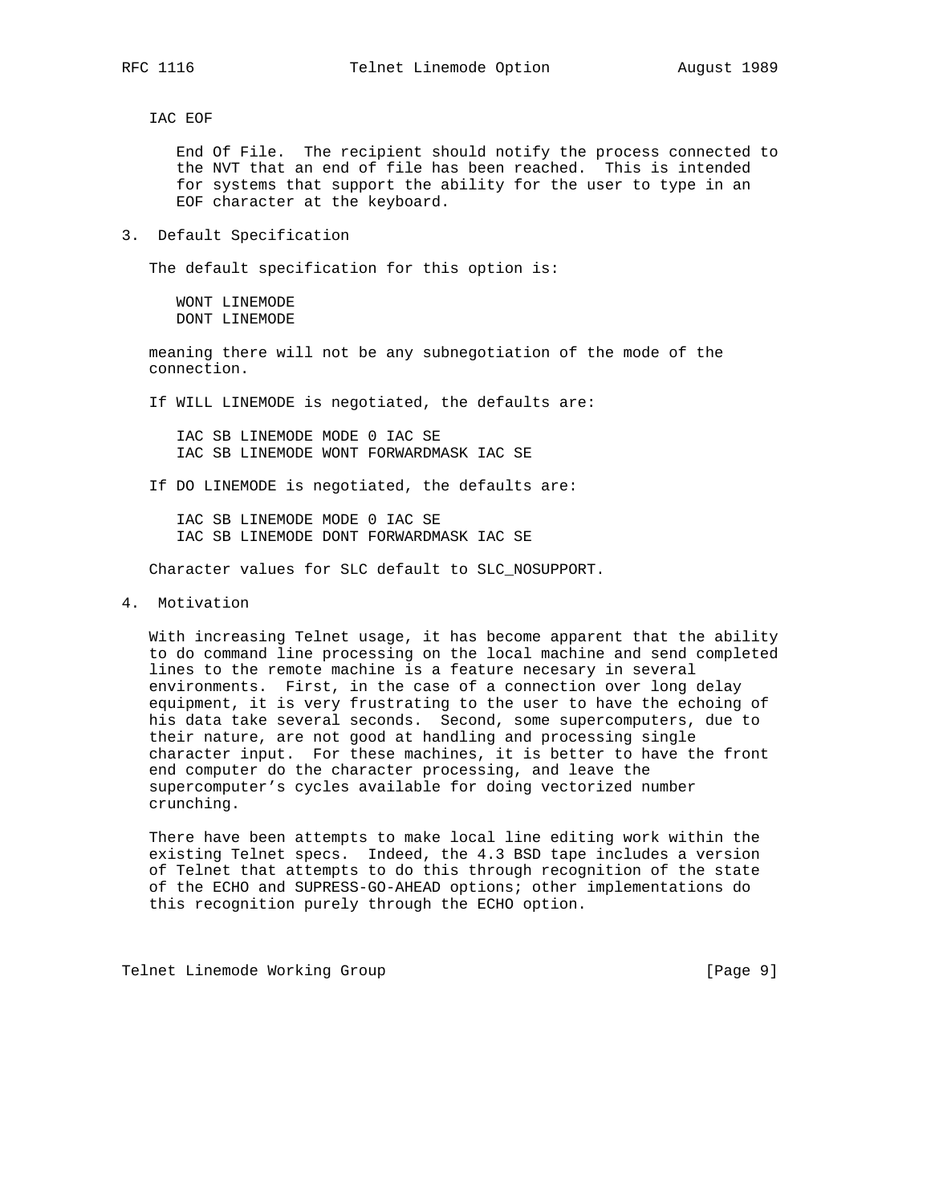IAC EOF

End Of File. The recipient should notify the process connected to the NVT that an end of file has been reached. This is intended for systems that support the ability for the user to type in an EOF character at the keyboard.

## 3. Default Specification

The default specification for this option is:

```
WONT LINEMODE
DONT LINEMODE
```

meaning there will not be any subnegotiation of the mode of the connection.

If WILL LINEMODE is negotiated, the defaults are:

```
IAC SB LINEMODE MODE 0 IAC SE
IAC SB LINEMODE WONT FORWARDMASK IAC SE
```

If DO LINEMODE is negotiated, the defaults are:

```
IAC SB LINEMODE MODE 0 IAC SE
IAC SB LINEMODE DONT FORWARDMASK IAC SE
```

Character values for SLC default to SLC_NOSUPPORT.

## 4. Motivation

With increasing Telnet usage, it has become apparent that the ability to do command line processing on the local machine and send completed lines to the remote machine is a feature necesary in several environments. First, in the case of a connection over long delay equipment, it is very frustrating to the user to have the echoing of his data take several seconds. Second, some supercomputers, due to their nature, are not good at handling and processing single character input. For these machines, it is better to have the front end computer do the character processing, and leave the supercomputer's cycles available for doing vectorized number crunching.

There have been attempts to make local line editing work within the existing Telnet specs. Indeed, the 4.3 BSD tape includes a version of Telnet that attempts to do this through recognition of the state of the ECHO and SUPRESS-GO-AHEAD options; other implementations do this recognition purely through the ECHO option.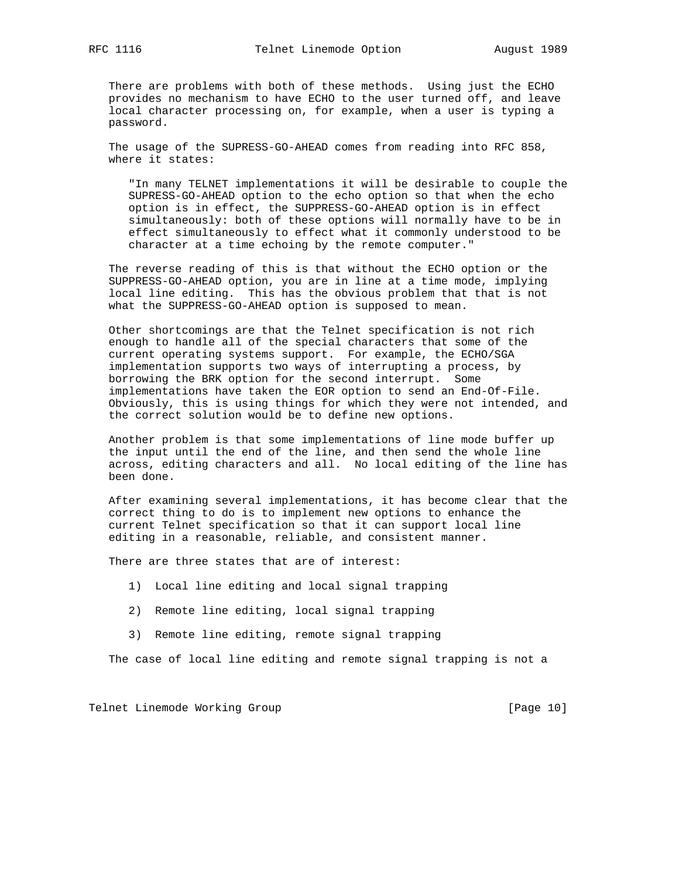There are problems with both of these methods. Using just the ECHO provides no mechanism to have ECHO to the user turned off, and leave local character processing on, for example, when a user is typing a password.

The usage of the SUPRESS-GO-AHEAD comes from reading into RFC 858, where it states:

> "In many TELNET implementations it will be desirable to couple the SUPRESS-GO-AHEAD option to the echo option so that when the echo option is in effect, the SUPPRESS-GO-AHEAD option is in effect simultaneously: both of these options will normally have to be in effect simultaneously to effect what it commonly understood to be character at a time echoing by the remote computer."

The reverse reading of this is that without the ECHO option or the SUPPRESS-GO-AHEAD option, you are in line at a time mode, implying local line editing. This has the obvious problem that that is not what the SUPPRESS-GO-AHEAD option is supposed to mean.

Other shortcomings are that the Telnet specification is not rich enough to handle all of the special characters that some of the current operating systems support. For example, the ECHO/SGA implementation supports two ways of interrupting a process, by borrowing the BRK option for the second interrupt. Some implementations have taken the EOR option to send an End-Of-File. Obviously, this is using things for which they were not intended, and the correct solution would be to define new options.

Another problem is that some implementations of line mode buffer up the input until the end of the line, and then send the whole line across, editing characters and all. No local editing of the line has been done.

After examining several implementations, it has become clear that the correct thing to do is to implement new options to enhance the current Telnet specification so that it can support local line editing in a reasonable, reliable, and consistent manner.

There are three states that are of interest:

1) Local line editing and local signal trapping

2) Remote line editing, local signal trapping

3) Remote line editing, remote signal trapping

The case of local line editing and remote signal trapping is not a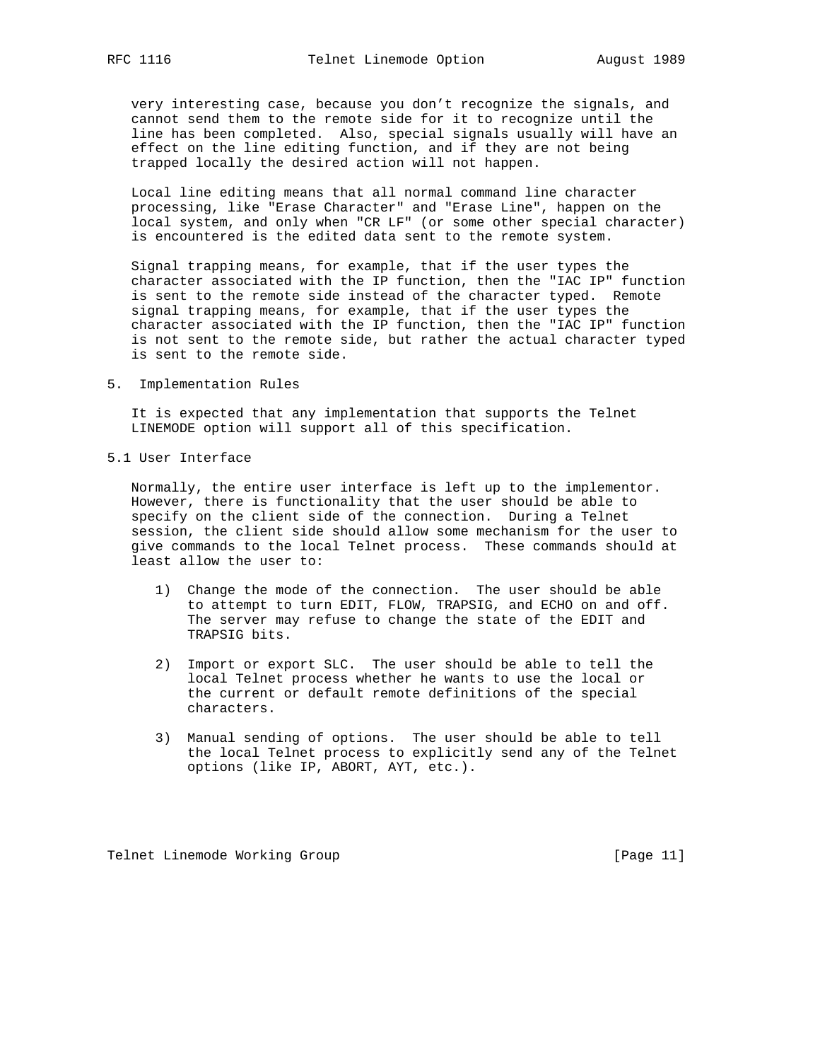very interesting case, because you don't recognize the signals, and cannot send them to the remote side for it to recognize until the line has been completed. Also, special signals usually will have an effect on the line editing function, and if they are not being trapped locally the desired action will not happen.

Local line editing means that all normal command line character processing, like "Erase Character" and "Erase Line", happen on the local system, and only when "CR LF" (or some other special character) is encountered is the edited data sent to the remote system.

Signal trapping means, for example, that if the user types the character associated with the IP function, then the "IAC IP" function is sent to the remote side instead of the character typed. Remote signal trapping means, for example, that if the user types the character associated with the IP function, then the "IAC IP" function is not sent to the remote side, but rather the actual character typed is sent to the remote side.

## 5. Implementation Rules

It is expected that any implementation that supports the Telnet LINEMODE option will support all of this specification.

### 5.1 User Interface

Normally, the entire user interface is left up to the implementor. However, there is functionality that the user should be able to specify on the client side of the connection. During a Telnet session, the client side should allow some mechanism for the user to give commands to the local Telnet process. These commands should at least allow the user to:

1) Change the mode of the connection. The user should be able to attempt to turn EDIT, FLOW, TRAPSIG, and ECHO on and off. The server may refuse to change the state of the EDIT and TRAPSIG bits.

2) Import or export SLC. The user should be able to tell the local Telnet process whether he wants to use the local or the current or default remote definitions of the special characters.

3) Manual sending of options. The user should be able to tell the local Telnet process to explicitly send any of the Telnet options (like IP, ABORT, AYT, etc.).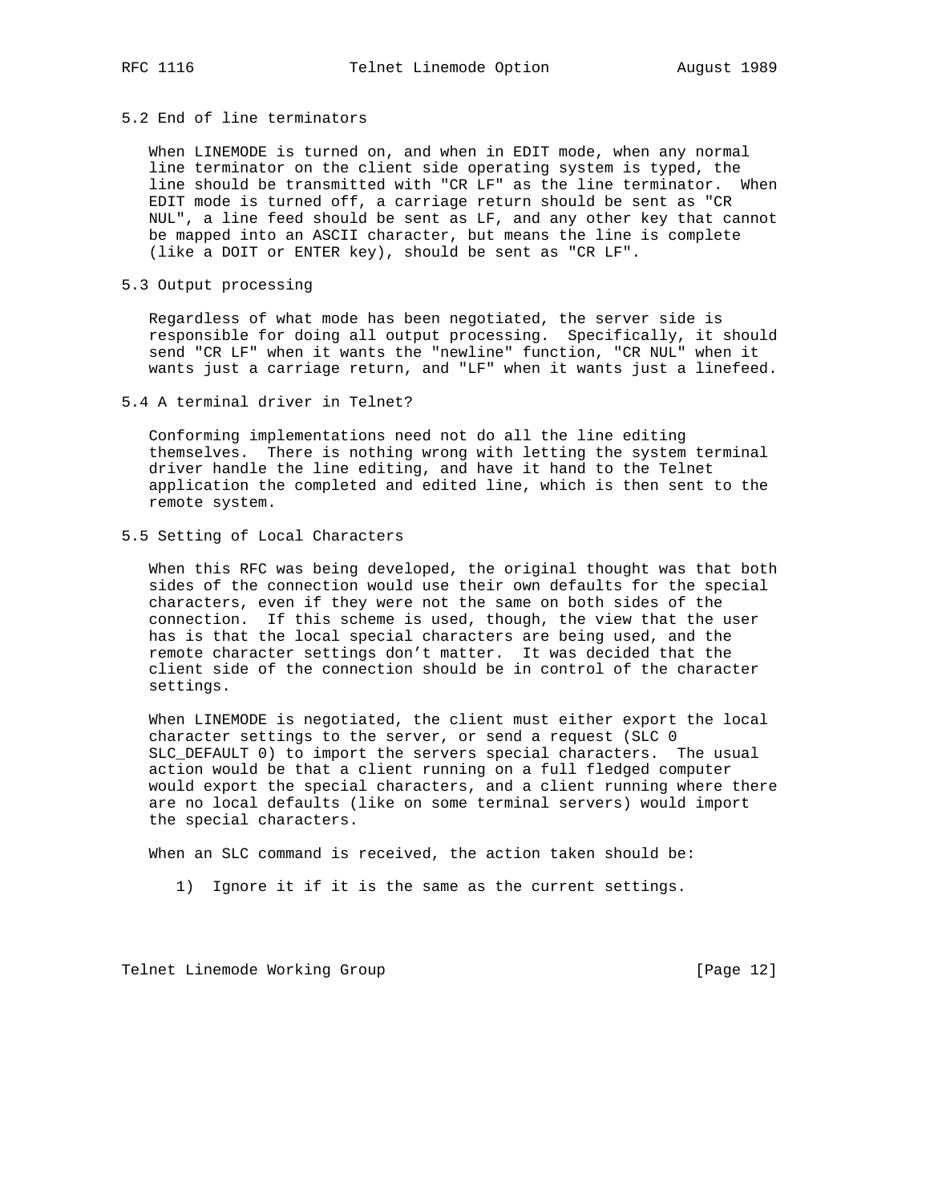### 5.2 End of line terminators

When LINEMODE is turned on, and when in EDIT mode, when any normal line terminator on the client side operating system is typed, the line should be transmitted with "CR LF" as the line terminator. When EDIT mode is turned off, a carriage return should be sent as "CR NUL", a line feed should be sent as LF, and any other key that cannot be mapped into an ASCII character, but means the line is complete (like a DOIT or ENTER key), should be sent as "CR LF".

### 5.3 Output processing

Regardless of what mode has been negotiated, the server side is responsible for doing all output processing. Specifically, it should send "CR LF" when it wants the "newline" function, "CR NUL" when it wants just a carriage return, and "LF" when it wants just a linefeed.

### 5.4 A terminal driver in Telnet?

Conforming implementations need not do all the line editing themselves. There is nothing wrong with letting the system terminal driver handle the line editing, and have it hand to the Telnet application the completed and edited line, which is then sent to the remote system.

### 5.5 Setting of Local Characters

When this RFC was being developed, the original thought was that both sides of the connection would use their own defaults for the special characters, even if they were not the same on both sides of the connection. If this scheme is used, though, the view that the user has is that the local special characters are being used, and the remote character settings don't matter. It was decided that the client side of the connection should be in control of the character settings.

When LINEMODE is negotiated, the client must either export the local character settings to the server, or send a request (SLC 0 SLC_DEFAULT 0) to import the servers special characters. The usual action would be that a client running on a full fledged computer would export the special characters, and a client running where there are no local defaults (like on some terminal servers) would import the special characters.

When an SLC command is received, the action taken should be:

1) Ignore it if it is the same as the current settings.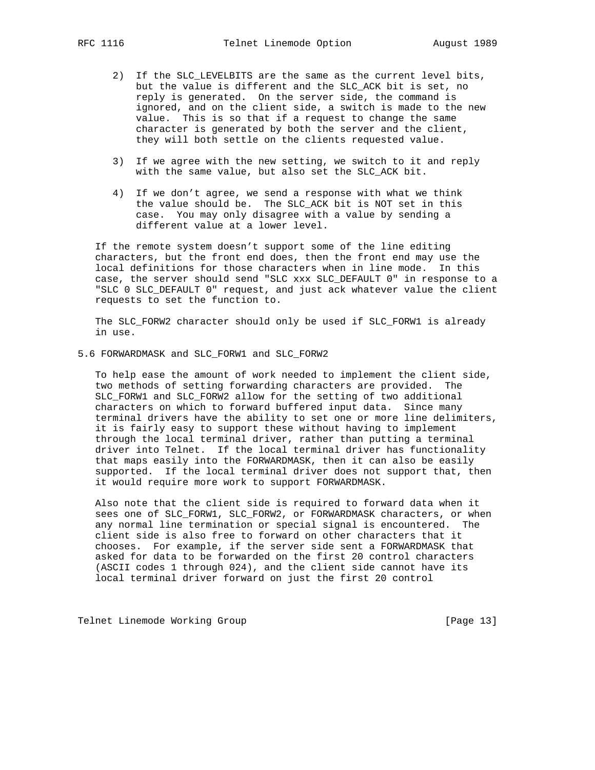2) If the SLC_LEVELBITS are the same as the current level bits, but the value is different and the SLC_ACK bit is set, no reply is generated. On the server side, the command is ignored, and on the client side, a switch is made to the new value. This is so that if a request to change the same character is generated by both the server and the client, they will both settle on the clients requested value.

3) If we agree with the new setting, we switch to it and reply with the same value, but also set the SLC_ACK bit.

4) If we don't agree, we send a response with what we think the value should be. The SLC_ACK bit is NOT set in this case. You may only disagree with a value by sending a different value at a lower level.

If the remote system doesn't support some of the line editing characters, but the front end does, then the front end may use the local definitions for those characters when in line mode. In this case, the server should send "SLC xxx SLC_DEFAULT 0" in response to a "SLC 0 SLC_DEFAULT 0" request, and just ack whatever value the client requests to set the function to.

The SLC_FORW2 character should only be used if SLC_FORW1 is already in use.

## 5.6 FORWARDMASK and SLC_FORW1 and SLC_FORW2

To help ease the amount of work needed to implement the client side, two methods of setting forwarding characters are provided. The SLC_FORW1 and SLC_FORW2 allow for the setting of two additional characters on which to forward buffered input data. Since many terminal drivers have the ability to set one or more line delimiters, it is fairly easy to support these without having to implement through the local terminal driver, rather than putting a terminal driver into Telnet. If the local terminal driver has functionality that maps easily into the FORWARDMASK, then it can also be easily supported. If the local terminal driver does not support that, then it would require more work to support FORWARDMASK.

Also note that the client side is required to forward data when it sees one of SLC_FORW1, SLC_FORW2, or FORWARDMASK characters, or when any normal line termination or special signal is encountered. The client side is also free to forward on other characters that it chooses. For example, if the server side sent a FORWARDMASK that asked for data to be forwarded on the first 20 control characters (ASCII codes 1 through 024), and the client side cannot have its local terminal driver forward on just the first 20 control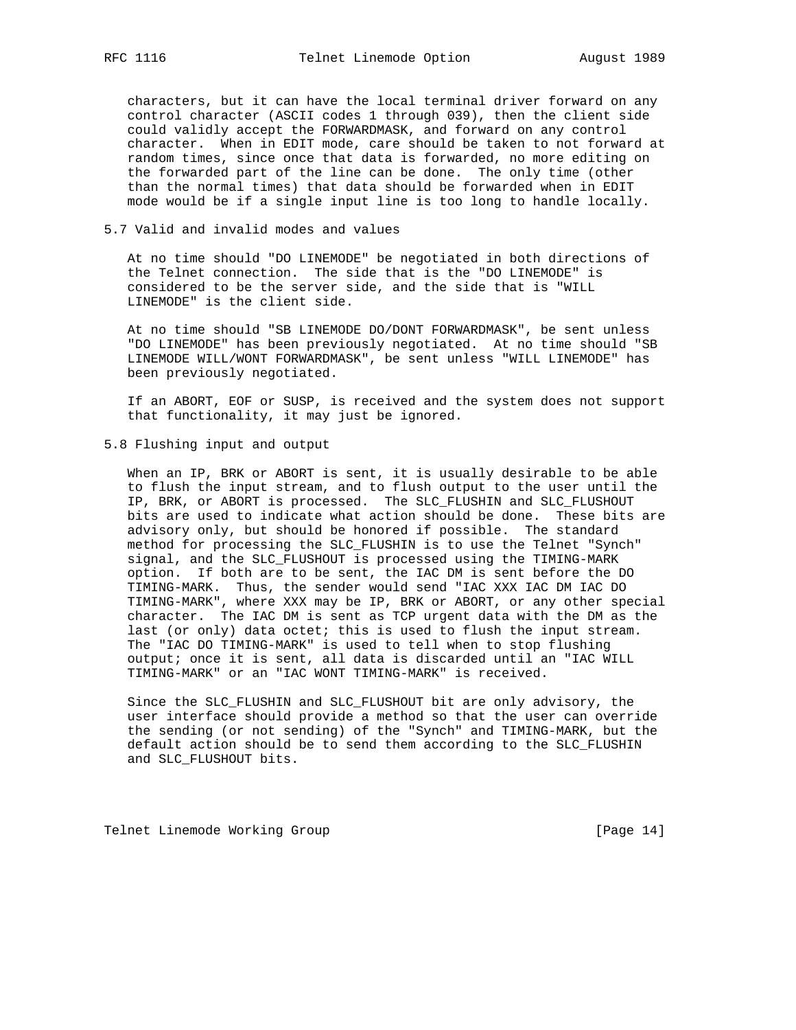characters, but it can have the local terminal driver forward on any control character (ASCII codes 1 through 039), then the client side could validly accept the FORWARDMASK, and forward on any control character. When in EDIT mode, care should be taken to not forward at random times, since once that data is forwarded, no more editing on the forwarded part of the line can be done. The only time (other than the normal times) that data should be forwarded when in EDIT mode would be if a single input line is too long to handle locally.

## 5.7 Valid and invalid modes and values

At no time should "DO LINEMODE" be negotiated in both directions of the Telnet connection. The side that is the "DO LINEMODE" is considered to be the server side, and the side that is "WILL LINEMODE" is the client side.

At no time should "SB LINEMODE DO/DONT FORWARDMASK", be sent unless "DO LINEMODE" has been previously negotiated. At no time should "SB LINEMODE WILL/WONT FORWARDMASK", be sent unless "WILL LINEMODE" has been previously negotiated.

If an ABORT, EOF or SUSP, is received and the system does not support that functionality, it may just be ignored.

## 5.8 Flushing input and output

When an IP, BRK or ABORT is sent, it is usually desirable to be able to flush the input stream, and to flush output to the user until the IP, BRK, or ABORT is processed. The SLC_FLUSHIN and SLC_FLUSHOUT bits are used to indicate what action should be done. These bits are advisory only, but should be honored if possible. The standard method for processing the SLC_FLUSHIN is to use the Telnet "Synch" signal, and the SLC_FLUSHOUT is processed using the TIMING-MARK option. If both are to be sent, the IAC DM is sent before the DO TIMING-MARK. Thus, the sender would send "IAC XXX IAC DM IAC DO TIMING-MARK", where XXX may be IP, BRK or ABORT, or any other special character. The IAC DM is sent as TCP urgent data with the DM as the last (or only) data octet; this is used to flush the input stream. The "IAC DO TIMING-MARK" is used to tell when to stop flushing output; once it is sent, all data is discarded until an "IAC WILL TIMING-MARK" or an "IAC WONT TIMING-MARK" is received.

Since the SLC_FLUSHIN and SLC_FLUSHOUT bit are only advisory, the user interface should provide a method so that the user can override the sending (or not sending) of the "Synch" and TIMING-MARK, but the default action should be to send them according to the SLC_FLUSHIN and SLC_FLUSHOUT bits.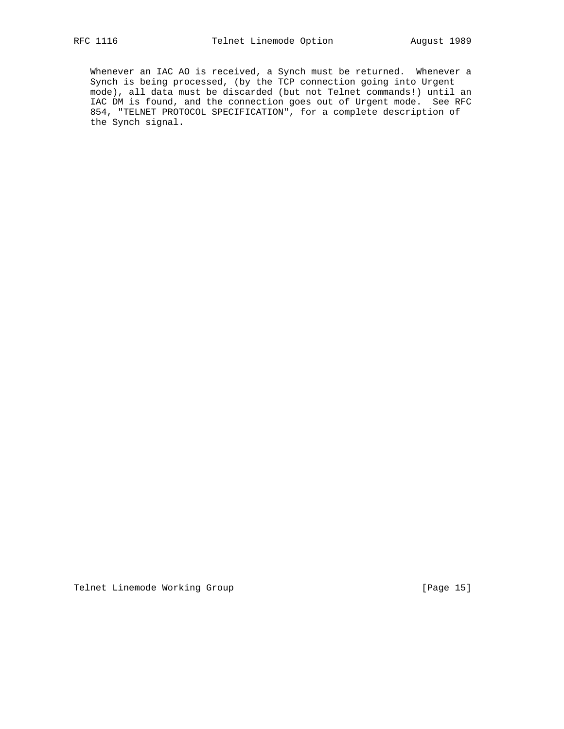Whenever an IAC AO is received, a Synch must be returned. Whenever a Synch is being processed, (by the TCP connection going into Urgent mode), all data must be discarded (but not Telnet commands!) until an IAC DM is found, and the connection goes out of Urgent mode. See RFC 854, "TELNET PROTOCOL SPECIFICATION", for a complete description of the Synch signal.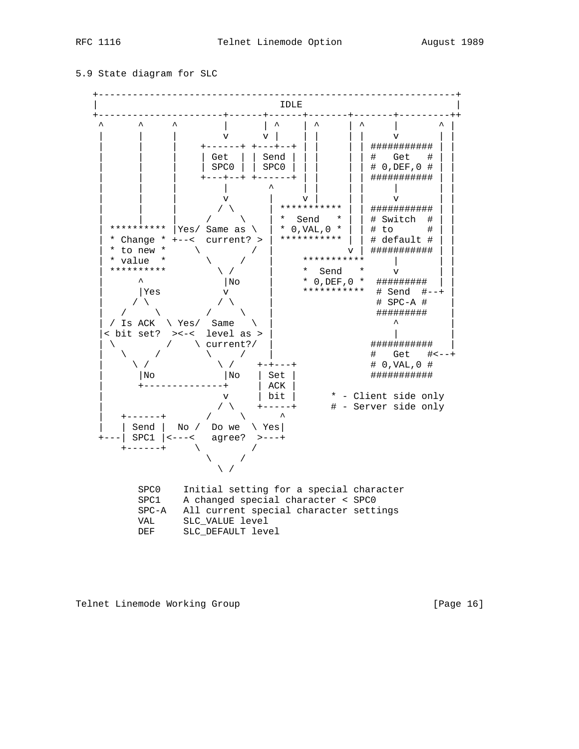5.9 State diagram for SLC

```
   +-----------------------------------------------------------------+
   |                                IDLE                             |
   +----------------------+------+------+-------+-------+---------++
    ^      ^     ^        |      | ^    | ^     | ^     |       ^ |
    |      |     |        v      v |    | |     | |     v       | |
    |      |     |    +------+ +---+--+ | |     | | ########### | |
    |      |     |    | Get  | | Send | | |     | | #   Get   # | |
    |      |     |    | SPC0 | | SPC0 | | |     | | # 0,DEF,0 # | |
    |      |     |    +---+--+ +------+ | |     | | ########### | |
    |      |     |        |       ^     | |     | |     |       | |
    |      |     |        v       |     v |     | |     v       | |
    |      |     |       / \      | *********** | | ########### | |
    |      |     |      /   \     | *  Send   * | | # Switch  # | |
    | ********** |Yes/ Same as \  | * 0,VAL,0 * | | # to      # | |
    | * Change * +--<  current? > | *********** | | # default # | |
    | * to new *     \         /  |             v | ########### | |
    | * value  *      \       /   |      ***********      |       | |
    | **********       \ /        |      *  Send   *      v       | |
    |      ^            |No       |      * 0,DEF,0 *  #########  | |
    |      |Yes         v         |      ***********  # Send  #--+ |
    |     / \          / \        |                   # SPC-A #    |
    |   /     \       /     \     |                   #########    |
    | / Is ACK  \ Yes/  Same   \  |                       ^        |
    |< bit set?  ><-<  level as > |                       |        |
    | \        /    \ current?/   |                 ###########    |
    |   \     /      \     /      |                 #   Get   #<--+
    |     \ /          \ /    +-+---+               # 0,VAL,0 #
    |      |No          |No   | Set |               ###########
    |      +------------+     | ACK |
    |                   v     | bit |      * - Client side only
    |                  / \    +-----+      # - Server side only
    |   +------+      /   \      ^
    |   | Send |  No /  Do we  \ Yes|
    +---| SPC1 |<---<   agree?  >---+
        +------+     \         /
                      \     /
                        \ /

        SPC0    Initial setting for a special character
        SPC1    A changed special character < SPC0
        SPC-A   All current special character settings
        VAL     SLC_VALUE level
        DEF     SLC_DEFAULT level
```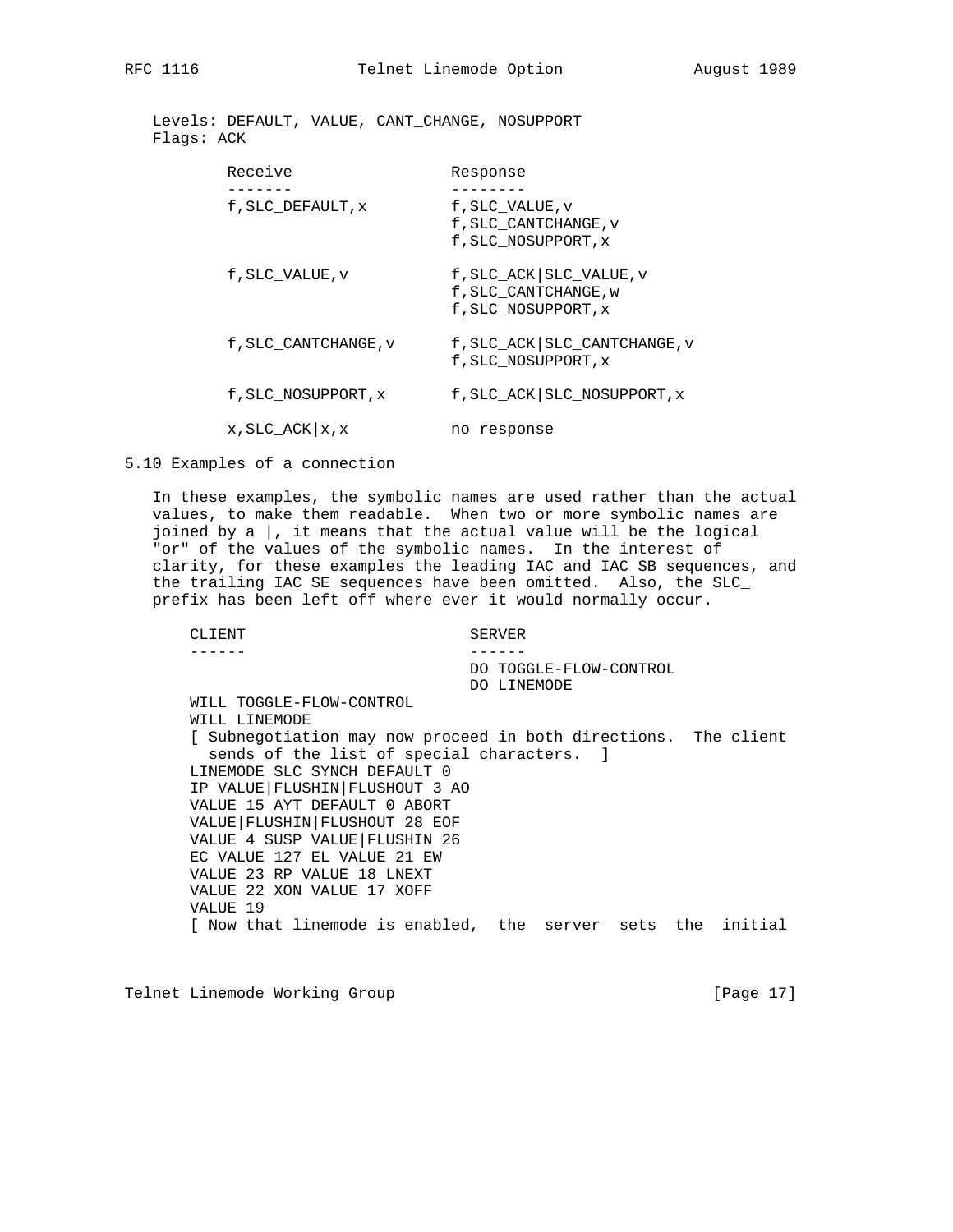Levels: DEFAULT, VALUE, CANT_CHANGE, NOSUPPORT
Flags: ACK

```
Receive                 Response
-------                 --------
f,SLC_DEFAULT,x         f,SLC_VALUE,v
                        f,SLC_CANTCHANGE,v
                        f,SLC_NOSUPPORT,x

f,SLC_VALUE,v           f,SLC_ACK|SLC_VALUE,v
                        f,SLC_CANTCHANGE,w
                        f,SLC_NOSUPPORT,x

f,SLC_CANTCHANGE,v      f,SLC_ACK|SLC_CANTCHANGE,v
                        f,SLC_NOSUPPORT,x

f,SLC_NOSUPPORT,x       f,SLC_ACK|SLC_NOSUPPORT,x

x,SLC_ACK|x,x           no response
```

5.10 Examples of a connection

In these examples, the symbolic names are used rather than the actual values, to make them readable. When two or more symbolic names are joined by a |, it means that the actual value will be the logical "or" of the values of the symbolic names. In the interest of clarity, for these examples the leading IAC and IAC SB sequences, and the trailing IAC SE sequences have been omitted. Also, the SLC_ prefix has been left off where ever it would normally occur.

```
CLIENT                        SERVER
------                        ------
                              DO TOGGLE-FLOW-CONTROL
                              DO LINEMODE
WILL TOGGLE-FLOW-CONTROL
WILL LINEMODE
[ Subnegotiation may now proceed in both directions.  The client
  sends of the list of special characters.  ]
LINEMODE SLC SYNCH DEFAULT 0
IP VALUE|FLUSHIN|FLUSHOUT 3 AO
VALUE 15 AYT DEFAULT 0 ABORT
VALUE|FLUSHIN|FLUSHOUT 28 EOF
VALUE 4 SUSP VALUE|FLUSHIN 26
EC VALUE 127 EL VALUE 21 EW
VALUE 23 RP VALUE 18 LNEXT
VALUE 22 XON VALUE 17 XOFF
VALUE 19
[ Now that linemode is enabled,  the  server  sets  the  initial
```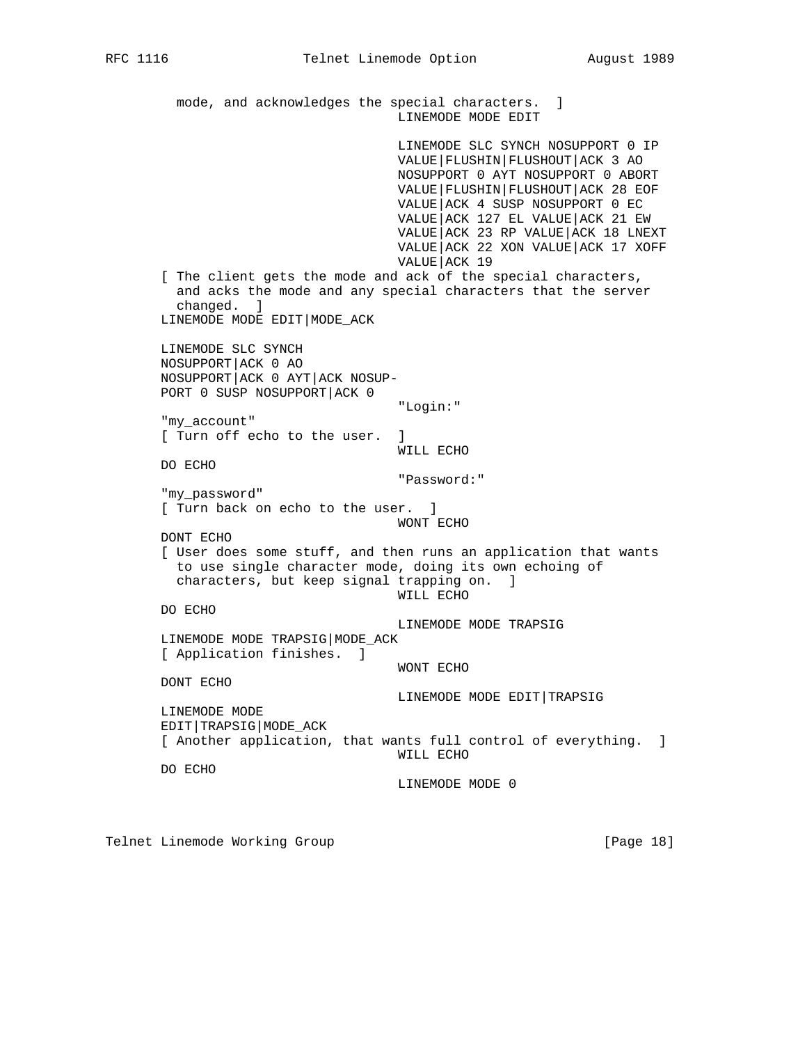```
     mode, and acknowledges the special characters.  ]
                                   LINEMODE MODE EDIT

                                   LINEMODE SLC SYNCH NOSUPPORT 0 IP
                                   VALUE|FLUSHIN|FLUSHOUT|ACK 3 AO
                                   NOSUPPORT 0 AYT NOSUPPORT 0 ABORT
                                   VALUE|FLUSHIN|FLUSHOUT|ACK 28 EOF
                                   VALUE|ACK 4 SUSP NOSUPPORT 0 EC
                                   VALUE|ACK 127 EL VALUE|ACK 21 EW
                                   VALUE|ACK 23 RP VALUE|ACK 18 LNEXT
                                   VALUE|ACK 22 XON VALUE|ACK 17 XOFF
                                   VALUE|ACK 19
   [ The client gets the mode and ack of the special characters,
     and acks the mode and any special characters that the server
     changed.  ]
   LINEMODE MODE EDIT|MODE_ACK

   LINEMODE SLC SYNCH
   NOSUPPORT|ACK 0 AO
   NOSUPPORT|ACK 0 AYT|ACK NOSUP-
   PORT 0 SUSP NOSUPPORT|ACK 0
                                   "Login:"
   "my_account"
   [ Turn off echo to the user.  ]
                                   WILL ECHO
   DO ECHO
                                   "Password:"
   "my_password"
   [ Turn back on echo to the user.  ]
                                   WONT ECHO
   DONT ECHO
   [ User does some stuff, and then runs an application that wants
     to use single character mode, doing its own echoing of
     characters, but keep signal trapping on.  ]
                                   WILL ECHO
   DO ECHO
                                   LINEMODE MODE TRAPSIG
   LINEMODE MODE TRAPSIG|MODE_ACK
   [ Application finishes.  ]
                                   WONT ECHO
   DONT ECHO
                                   LINEMODE MODE EDIT|TRAPSIG
   LINEMODE MODE
   EDIT|TRAPSIG|MODE_ACK
   [ Another application, that wants full control of everything.  ]
                                   WILL ECHO
   DO ECHO
                                   LINEMODE MODE 0
```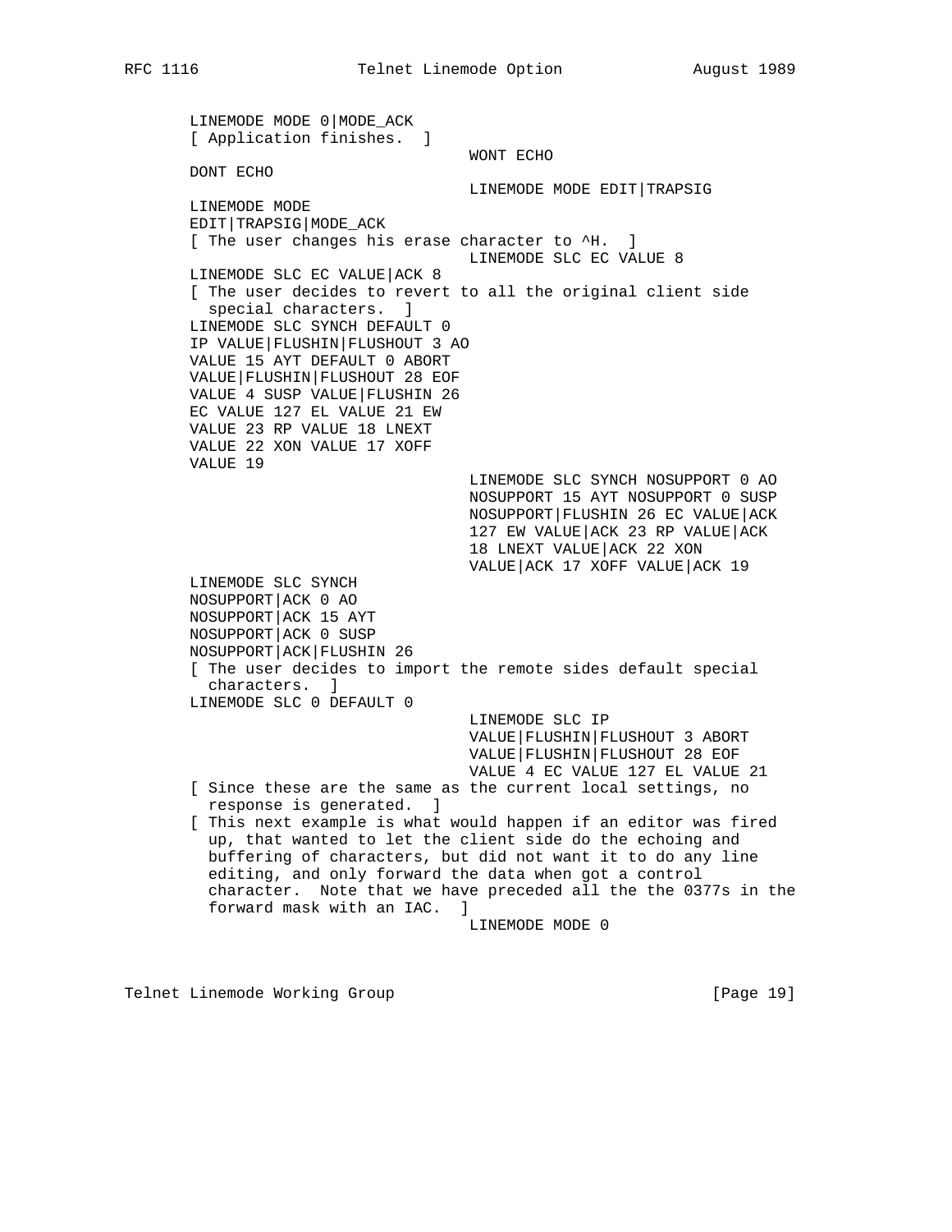```
        LINEMODE MODE 0|MODE_ACK
        [ Application finishes.  ]
                                       WONT ECHO
        DONT ECHO
                                       LINEMODE MODE EDIT|TRAPSIG
        LINEMODE MODE
        EDIT|TRAPSIG|MODE_ACK
        [ The user changes his erase character to ^H.  ]
                                       LINEMODE SLC EC VALUE 8
        LINEMODE SLC EC VALUE|ACK 8
        [ The user decides to revert to all the original client side
          special characters.  ]
        LINEMODE SLC SYNCH DEFAULT 0
        IP VALUE|FLUSHIN|FLUSHOUT 3 AO
        VALUE 15 AYT DEFAULT 0 ABORT
        VALUE|FLUSHIN|FLUSHOUT 28 EOF
        VALUE 4 SUSP VALUE|FLUSHIN 26
        EC VALUE 127 EL VALUE 21 EW
        VALUE 23 RP VALUE 18 LNEXT
        VALUE 22 XON VALUE 17 XOFF
        VALUE 19
                                       LINEMODE SLC SYNCH NOSUPPORT 0 AO
                                       NOSUPPORT 15 AYT NOSUPPORT 0 SUSP
                                       NOSUPPORT|FLUSHIN 26 EC VALUE|ACK
                                       127 EW VALUE|ACK 23 RP VALUE|ACK
                                       18 LNEXT VALUE|ACK 22 XON
                                       VALUE|ACK 17 XOFF VALUE|ACK 19
        LINEMODE SLC SYNCH
        NOSUPPORT|ACK 0 AO
        NOSUPPORT|ACK 15 AYT
        NOSUPPORT|ACK 0 SUSP
        NOSUPPORT|ACK|FLUSHIN 26
        [ The user decides to import the remote sides default special
          characters.  ]
        LINEMODE SLC 0 DEFAULT 0
                                       LINEMODE SLC IP
                                       VALUE|FLUSHIN|FLUSHOUT 3 ABORT
                                       VALUE|FLUSHIN|FLUSHOUT 28 EOF
                                       VALUE 4 EC VALUE 127 EL VALUE 21
        [ Since these are the same as the current local settings, no
          response is generated.  ]
        [ This next example is what would happen if an editor was fired
          up, that wanted to let the client side do the echoing and
          buffering of characters, but did not want it to do any line
          editing, and only forward the data when got a control
          character.  Note that we have preceded all the the 0377s in the
          forward mask with an IAC.  ]
                                       LINEMODE MODE 0
```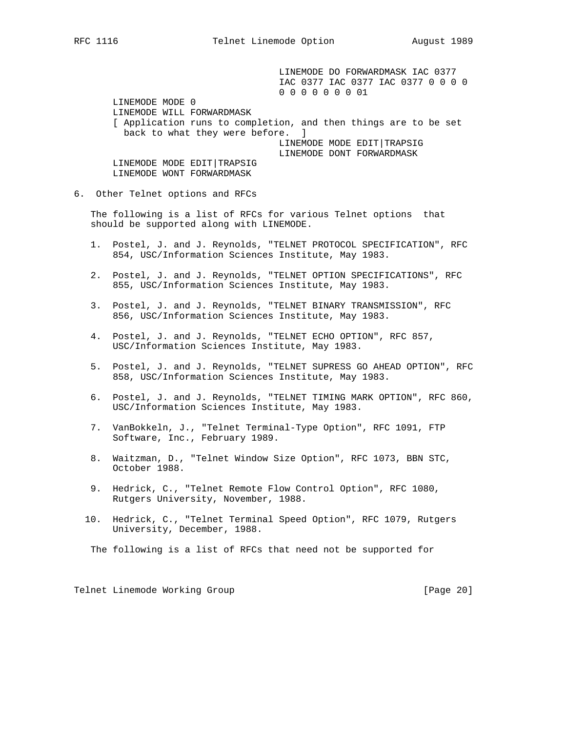```
                                 LINEMODE DO FORWARDMASK IAC 0377
                                 IAC 0377 IAC 0377 IAC 0377 0 0 0 0
                                 0 0 0 0 0 0 0 01
      LINEMODE MODE 0
      LINEMODE WILL FORWARDMASK
      [ Application runs to completion, and then things are to be set
        back to what they were before.  ]
                                 LINEMODE MODE EDIT|TRAPSIG
                                 LINEMODE DONT FORWARDMASK
      LINEMODE MODE EDIT|TRAPSIG
      LINEMODE WONT FORWARDMASK
```

## 6. Other Telnet options and RFCs

The following is a list of RFCs for various Telnet options that should be supported along with LINEMODE.

1. Postel, J. and J. Reynolds, "TELNET PROTOCOL SPECIFICATION", RFC 854, USC/Information Sciences Institute, May 1983.

2. Postel, J. and J. Reynolds, "TELNET OPTION SPECIFICATIONS", RFC 855, USC/Information Sciences Institute, May 1983.

3. Postel, J. and J. Reynolds, "TELNET BINARY TRANSMISSION", RFC 856, USC/Information Sciences Institute, May 1983.

4. Postel, J. and J. Reynolds, "TELNET ECHO OPTION", RFC 857, USC/Information Sciences Institute, May 1983.

5. Postel, J. and J. Reynolds, "TELNET SUPRESS GO AHEAD OPTION", RFC 858, USC/Information Sciences Institute, May 1983.

6. Postel, J. and J. Reynolds, "TELNET TIMING MARK OPTION", RFC 860, USC/Information Sciences Institute, May 1983.

7. VanBokkeln, J., "Telnet Terminal-Type Option", RFC 1091, FTP Software, Inc., February 1989.

8. Waitzman, D., "Telnet Window Size Option", RFC 1073, BBN STC, October 1988.

9. Hedrick, C., "Telnet Remote Flow Control Option", RFC 1080, Rutgers University, November, 1988.

10. Hedrick, C., "Telnet Terminal Speed Option", RFC 1079, Rutgers University, December, 1988.

The following is a list of RFCs that need not be supported for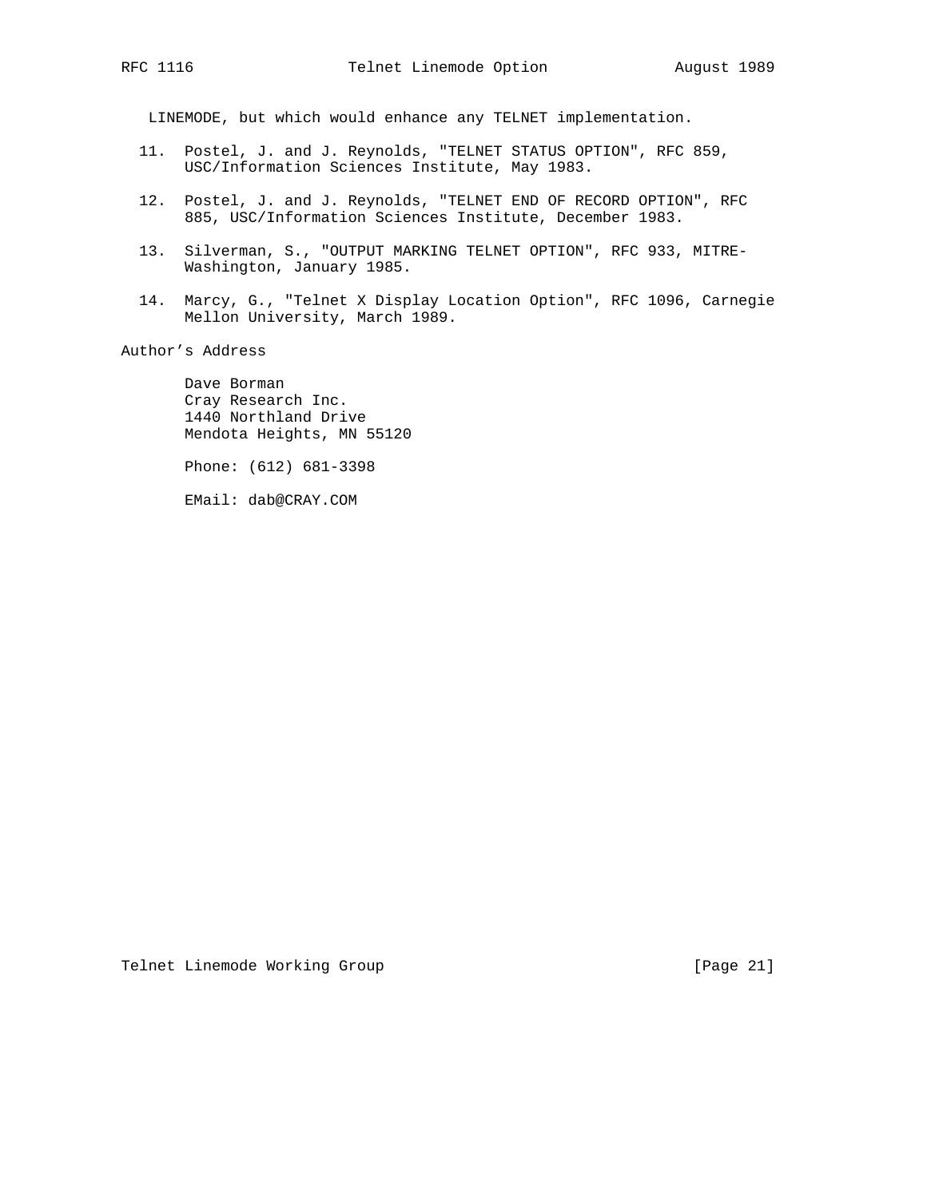LINEMODE, but which would enhance any TELNET implementation.

11. Postel, J. and J. Reynolds, "TELNET STATUS OPTION", RFC 859, USC/Information Sciences Institute, May 1983.

12. Postel, J. and J. Reynolds, "TELNET END OF RECORD OPTION", RFC 885, USC/Information Sciences Institute, December 1983.

13. Silverman, S., "OUTPUT MARKING TELNET OPTION", RFC 933, MITRE-Washington, January 1985.

14. Marcy, G., "Telnet X Display Location Option", RFC 1096, Carnegie Mellon University, March 1989.

## Author's Address

Dave Borman
Cray Research Inc.
1440 Northland Drive
Mendota Heights, MN 55120

Phone: (612) 681-3398

EMail: dab@CRAY.COM